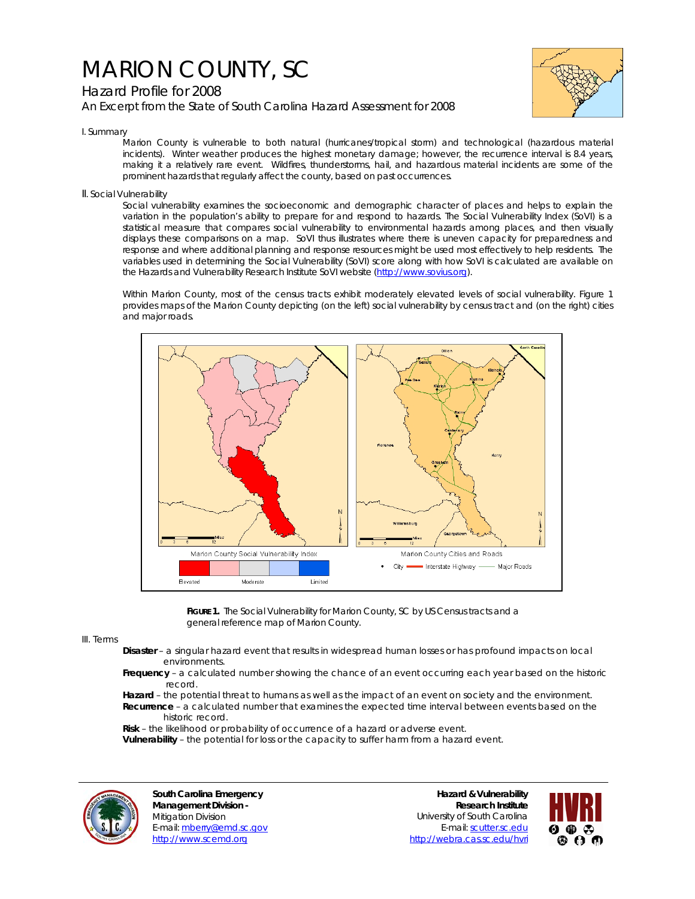# MARION COUNTY, SC

## Hazard Profile for 2008

An Excerpt from the State of South Carolina Hazard Assessment for 2008

I. Summary

Marion County is vulnerable to both natural (hurricanes/tropical storm) and technological (hazardous material incidents). Winter weather produces the highest monetary damage; however, the recurrence interval is 8.4 years, making it a relatively rare event. Wildfires, thunderstorms, hail, and hazardous material incidents are some of the prominent hazards that regularly affect the county, based on past occurrences.

II. Social Vulnerability

Social vulnerability examines the socioeconomic and demographic character of places and helps to explain the variation in the population's ability to prepare for and respond to hazards. The Social Vulnerability Index (SoVI) is a statistical measure that compares social vulnerability to environmental hazards among places, and then visually displays these comparisons on a map. SoVI thus illustrates where there is uneven capacity for preparedness and response and where additional planning and response resources might be used most effectively to help residents. The variables used in determining the Social Vulnerability (SoVI) score along with how SoVI is calculated are available on the Hazards and Vulnerability Research Institute SoVI website (http://www.sovius.org).

Within Marion County, most of the census tracts exhibit moderately elevated levels of social vulnerability. Figure 1 provides maps of the Marion County depicting (on the left) social vulnerability by census tract and (on the right) cities and major roads.

**FIGURE 1.** The Social Vulnerability for Marion County, SC by US Census tracts and a general reference map of Marion County.

III. Terms

**Disaster** – a singular hazard event that results in widespread human losses or has profound impacts on local environments.

**Frequency** – a calculated number showing the chance of an event occurring each year based on the historic record.

**Hazard** – the potential threat to humans as well as the impact of an event on society and the environment.

**Recurrence** – a calculated number that examines the expected time interval between events based on the historic record.

**Risk** – the likelihood or probability of occurrence of a hazard or adverse event.

**Vulnerability** – the potential for loss or the capacity to suffer harm from a hazard event.

**South Carolina Emergency Management Division -**
Mitigation Division
E-mail: mberry@emd.sc.gov
http://www.scemd.org

**Hazard & Vulnerability Research Institute**
University of South Carolina
E-mail: scutter.sc.edu
http://webra.cas.sc.edu/hvri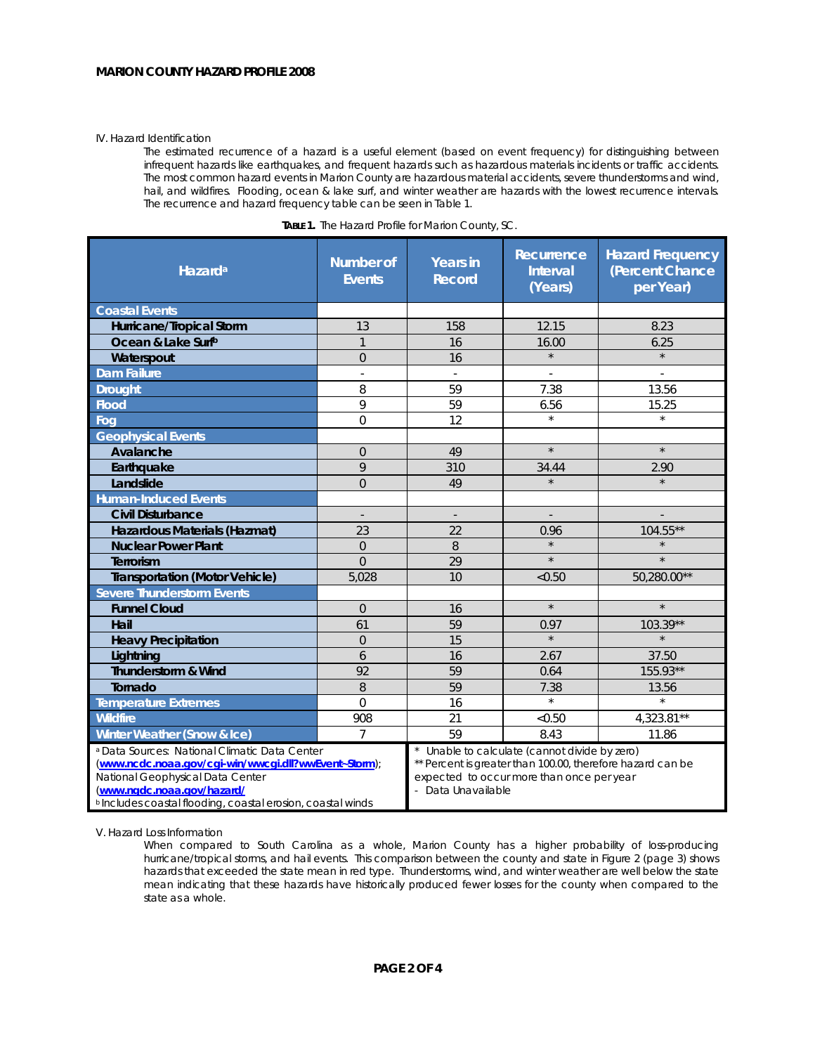IV. Hazard Identification

The estimated recurrence of a hazard is a useful element (based on event frequency) for distinguishing between infrequent hazards like earthquakes, and frequent hazards such as hazardous materials incidents or traffic accidents. The most common hazard events in Marion County are hazardous material accidents, severe thunderstorms and wind, hail, and wildfires. Flooding, ocean & lake surf, and winter weather are hazards with the lowest recurrence intervals. The recurrence and hazard frequency table can be seen in Table 1.

**TABLE 1.** The Hazard Profile for Marion County, SC.

| Hazard[a] | Number of Events | Years in Record | Recurrence Interval (Years) | Hazard Frequency (Percent Chance per Year) |
|---|---|---|---|---|
| **Coastal Events** | | | | |
| Hurricane/Tropical Storm | 13 | 158 | 12.15 | 8.23 |
| Ocean & Lake Surf[b] | 1 | 16 | 16.00 | 6.25 |
| Waterspout | 0 | 16 | * | * |
| **Dam Failure** | - | - | - | - |
| **Drought** | 8 | 59 | 7.38 | 13.56 |
| **Flood** | 9 | 59 | 6.56 | 15.25 |
| **Fog** | 0 | 12 | * | * |
| **Geophysical Events** | | | | |
| Avalanche | 0 | 49 | * | * |
| Earthquake | 9 | 310 | 34.44 | 2.90 |
| Landslide | 0 | 49 | * | * |
| **Human-Induced Events** | | | | |
| Civil Disturbance | - | - | - | - |
| Hazardous Materials (Hazmat) | 23 | 22 | 0.96 | 104.55** |
| Nuclear Power Plant | 0 | 8 | * | * |
| Terrorism | 0 | 29 | * | * |
| Transportation (Motor Vehicle) | 5,028 | 10 | <0.50 | 50,280.00** |
| **Severe Thunderstorm Events** | | | | |
| Funnel Cloud | 0 | 16 | * | * |
| Hail | 61 | 59 | 0.97 | 103.39** |
| Heavy Precipitation | 0 | 15 | * | * |
| Lightning | 6 | 16 | 2.67 | 37.50 |
| Thunderstorm & Wind | 92 | 59 | 0.64 | 155.93** |
| Tornado | 8 | 59 | 7.38 | 13.56 |
| **Temperature Extremes** | 0 | 16 | * | * |
| **Wildfire** | 908 | 21 | <0.50 | 4,323.81** |
| **Winter Weather (Snow & Ice)** | 7 | 59 | 8.43 | 11.86 |

[a] Data Sources: National Climatic Data Center (www.ncdc.noaa.gov/cgi-win/wwcgi.dll?wwEvent~Storm); National Geophysical Data Center (www.ngdc.noaa.gov/hazard/)
[b] Includes coastal flooding, coastal erosion, coastal winds

\* Unable to calculate (cannot divide by zero)
** Percent is greater than 100.00, therefore hazard can be expected to occur more than once per year
\- Data Unavailable

V. Hazard Loss Information

When compared to South Carolina as a whole, Marion County has a higher probability of loss-producing hurricane/tropical storms, and hail events. This comparison between the county and state in Figure 2 (page 3) shows hazards that exceeded the state mean in red type. Thunderstorms, wind, and winter weather are well below the state mean indicating that these hazards have historically produced fewer losses for the county when compared to the state as a whole.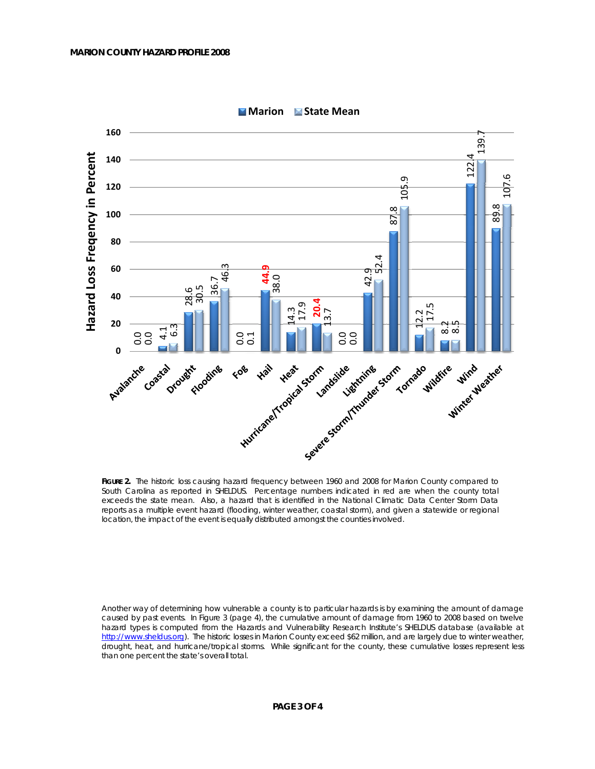| Hazard | Marion | State Mean |
|---|---|---|
| Avalanche | 0.0 | 0.0 |
| Coastal | 4.1 | 6.3 |
| Drought | 28.6 | 30.5 |
| Flooding | 36.7 | 46.3 |
| Fog | 0.0 | 0.1 |
| Hail | **44.9** | 38.0 |
| Heat | 14.3 | 17.9 |
| Hurricane/Tropical Storm | **20.4** | 13.7 |
| Landslide | 0.0 | 0.0 |
| Lightning | 42.9 | 52.4 |
| Severe Storm/Thunder Storm | 87.8 | 105.9 |
| Tornado | 12.2 | 17.5 |
| Wildfire | 8.2 | 8.5 |
| Wind | 122.4 | 139.7 |
| Winter Weather | 89.8 | 107.6 |

Hazard Loss Freqency in Percent

**FIGURE 2.** The historic loss causing hazard frequency between 1960 and 2008 for Marion County compared to South Carolina as reported in SHELDUS. Percentage numbers indicated in red are when the county total exceeds the state mean. Also, a hazard that is identified in the National Climatic Data Center Storm Data reports as a multiple event hazard (flooding, winter weather, coastal storm), and given a statewide or regional location, the impact of the event is equally distributed amongst the counties involved.

Another way of determining how vulnerable a county is to particular hazards is by examining the amount of damage caused by past events. In Figure 3 (page 4), the cumulative amount of damage from 1960 to 2008 based on twelve hazard types is computed from the Hazards and Vulnerability Research Institute's SHELDUS database (available at http://www.sheldus.org). The historic losses in Marion County exceed $62 million, and are largely due to winter weather, drought, heat, and hurricane/tropical storms. While significant for the county, these cumulative losses represent less than one percent the state's overall total.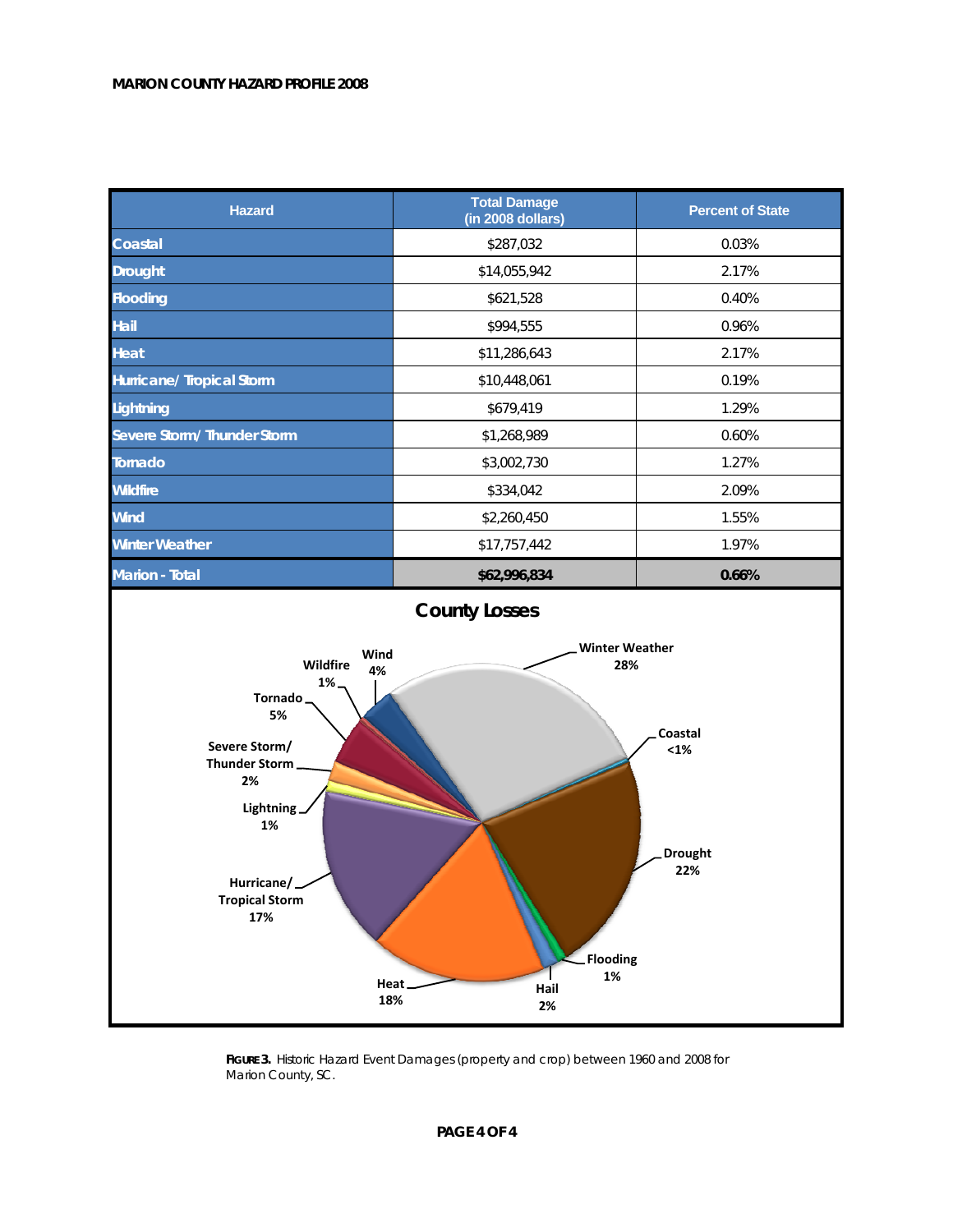| Hazard | Total Damage (in 2008 dollars) | Percent of State |
|---|---|---|
| Coastal | $287,032 | 0.03% |
| Drought | $14,055,942 | 2.17% |
| Flooding | $621,528 | 0.40% |
| Hail | $994,555 | 0.96% |
| Heat | $11,286,643 | 2.17% |
| Hurricane/ Tropical Storm | $10,448,061 | 0.19% |
| Lightning | $679,419 | 1.29% |
| Severe Storm/ Thunder Storm | $1,268,989 | 0.60% |
| Tornado | $3,002,730 | 1.27% |
| Wildfire | $334,042 | 2.09% |
| Wind | $2,260,450 | 1.55% |
| Winter Weather | $17,757,442 | 1.97% |
| **Marion - Total** | **$62,996,834** | **0.66%** |

**County Losses**

Winter Weather 28%

Coastal <1%

Drought 22%

Flooding 1%

Hail 2%

Heat 18%

Hurricane/ Tropical Storm 17%

Lightning 1%

Severe Storm/ Thunder Storm 2%

Tornado 5%

Wildfire 1%

Wind 4%

**FIGURE 3.** Historic Hazard Event Damages (property and crop) between 1960 and 2008 for Marion County, SC.